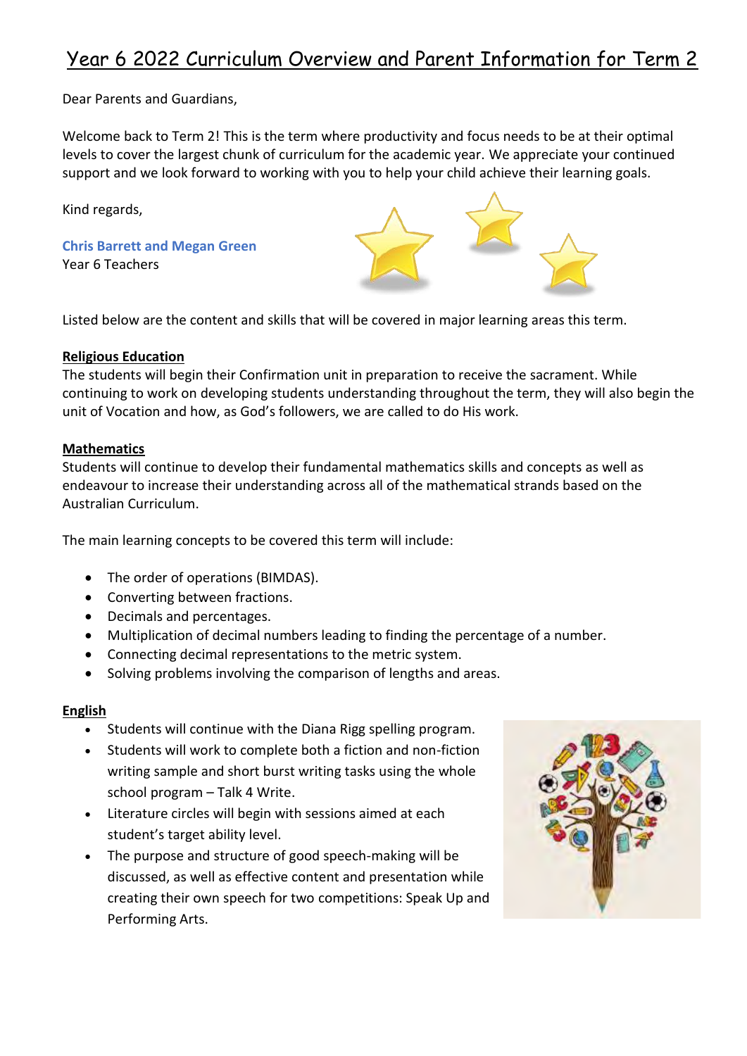# Year 6 2022 Curriculum Overview and Parent Information for Term 2

Dear Parents and Guardians,

Welcome back to Term 2! This is the term where productivity and focus needs to be at their optimal levels to cover the largest chunk of curriculum for the academic year. We appreciate your continued support and we look forward to working with you to help your child achieve their learning goals.

Kind regards,

**Chris Barrett and Megan Green**
Year 6 Teachers

Listed below are the content and skills that will be covered in major learning areas this term.

**Religious Education**

The students will begin their Confirmation unit in preparation to receive the sacrament. While continuing to work on developing students understanding throughout the term, they will also begin the unit of Vocation and how, as God's followers, we are called to do His work.

**Mathematics**

Students will continue to develop their fundamental mathematics skills and concepts as well as endeavour to increase their understanding across all of the mathematical strands based on the Australian Curriculum.

The main learning concepts to be covered this term will include:

- The order of operations (BIMDAS).
- Converting between fractions.
- Decimals and percentages.
- Multiplication of decimal numbers leading to finding the percentage of a number.
- Connecting decimal representations to the metric system.
- Solving problems involving the comparison of lengths and areas.

**English**

- Students will continue with the Diana Rigg spelling program.
- Students will work to complete both a fiction and non-fiction writing sample and short burst writing tasks using the whole school program – Talk 4 Write.
- Literature circles will begin with sessions aimed at each student's target ability level.
- The purpose and structure of good speech-making will be discussed, as well as effective content and presentation while creating their own speech for two competitions: Speak Up and Performing Arts.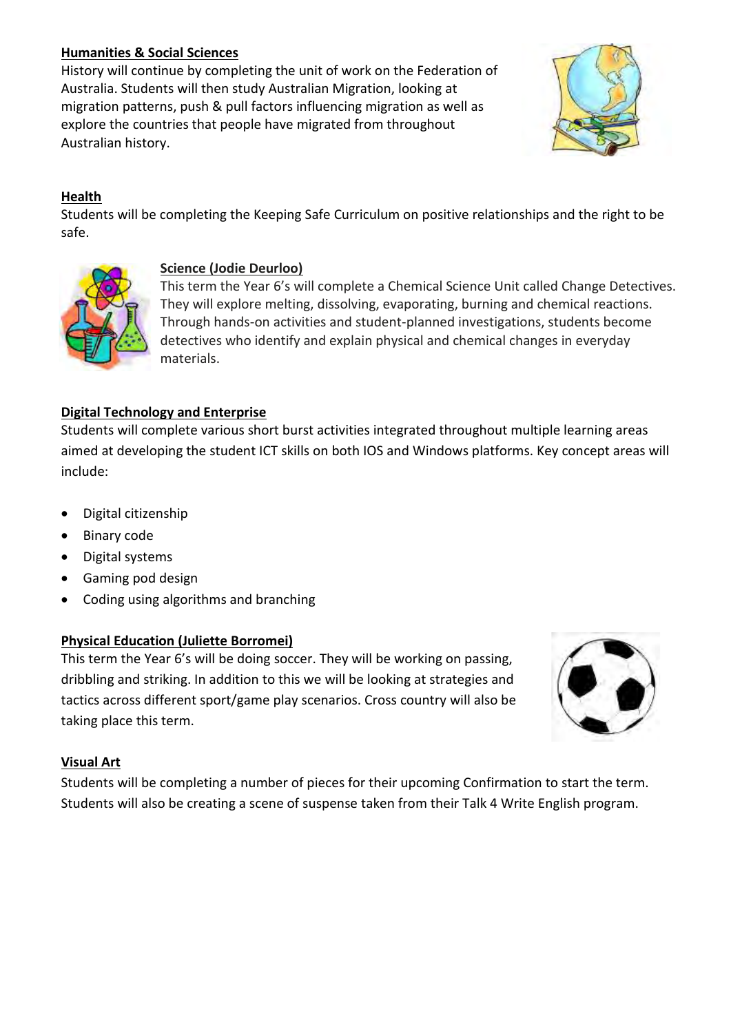**Humanities & Social Sciences**

History will continue by completing the unit of work on the Federation of Australia. Students will then study Australian Migration, looking at migration patterns, push & pull factors influencing migration as well as explore the countries that people have migrated from throughout Australian history.

**Health**

Students will be completing the Keeping Safe Curriculum on positive relationships and the right to be safe.

**Science (Jodie Deurloo)**

This term the Year 6's will complete a Chemical Science Unit called Change Detectives. They will explore melting, dissolving, evaporating, burning and chemical reactions. Through hands-on activities and student-planned investigations, students become detectives who identify and explain physical and chemical changes in everyday materials.

**Digital Technology and Enterprise**

Students will complete various short burst activities integrated throughout multiple learning areas aimed at developing the student ICT skills on both IOS and Windows platforms. Key concept areas will include:

- Digital citizenship
- Binary code
- Digital systems
- Gaming pod design
- Coding using algorithms and branching

**Physical Education (Juliette Borromei)**

This term the Year 6's will be doing soccer. They will be working on passing, dribbling and striking. In addition to this we will be looking at strategies and tactics across different sport/game play scenarios. Cross country will also be taking place this term.

**Visual Art**

Students will be completing a number of pieces for their upcoming Confirmation to start the term. Students will also be creating a scene of suspense taken from their Talk 4 Write English program.